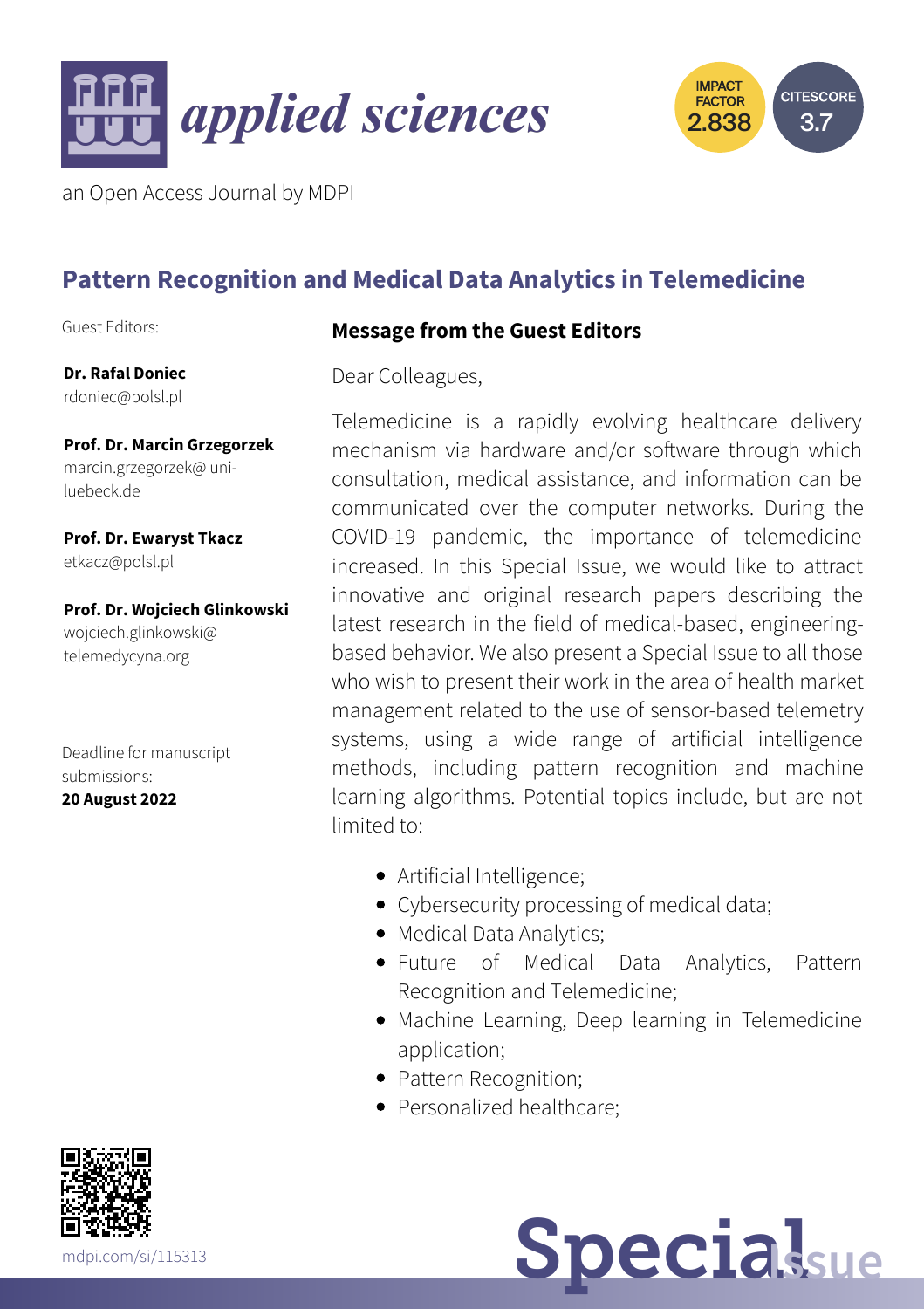applied sciences

an Open Access Journal by MDPI

IMPACT FACTOR 2.838

CITESCORE 3.7

# Pattern Recognition and Medical Data Analytics in Telemedicine

Guest Editors:

**Dr. Rafal Doniec**
rdoniec@polsl.pl

**Prof. Dr. Marcin Grzegorzek**
marcin.grzegorzek@ uni-luebeck.de

**Prof. Dr. Ewaryst Tkacz**
etkacz@polsl.pl

**Prof. Dr. Wojciech Glinkowski**
wojciech.glinkowski@ telemedycyna.org

Deadline for manuscript submissions:
**20 August 2022**

## Message from the Guest Editors

Dear Colleagues,

Telemedicine is a rapidly evolving healthcare delivery mechanism via hardware and/or software through which consultation, medical assistance, and information can be communicated over the computer networks. During the COVID-19 pandemic, the importance of telemedicine increased. In this Special Issue, we would like to attract innovative and original research papers describing the latest research in the field of medical-based, engineering-based behavior. We also present a Special Issue to all those who wish to present their work in the area of health market management related to the use of sensor-based telemetry systems, using a wide range of artificial intelligence methods, including pattern recognition and machine learning algorithms. Potential topics include, but are not limited to:

- Artificial Intelligence;
- Cybersecurity processing of medical data;
- Medical Data Analytics;
- Future of Medical Data Analytics, Pattern Recognition and Telemedicine;
- Machine Learning, Deep learning in Telemedicine application;
- Pattern Recognition;
- Personalized healthcare;

mdpi.com/si/115313

Special Issue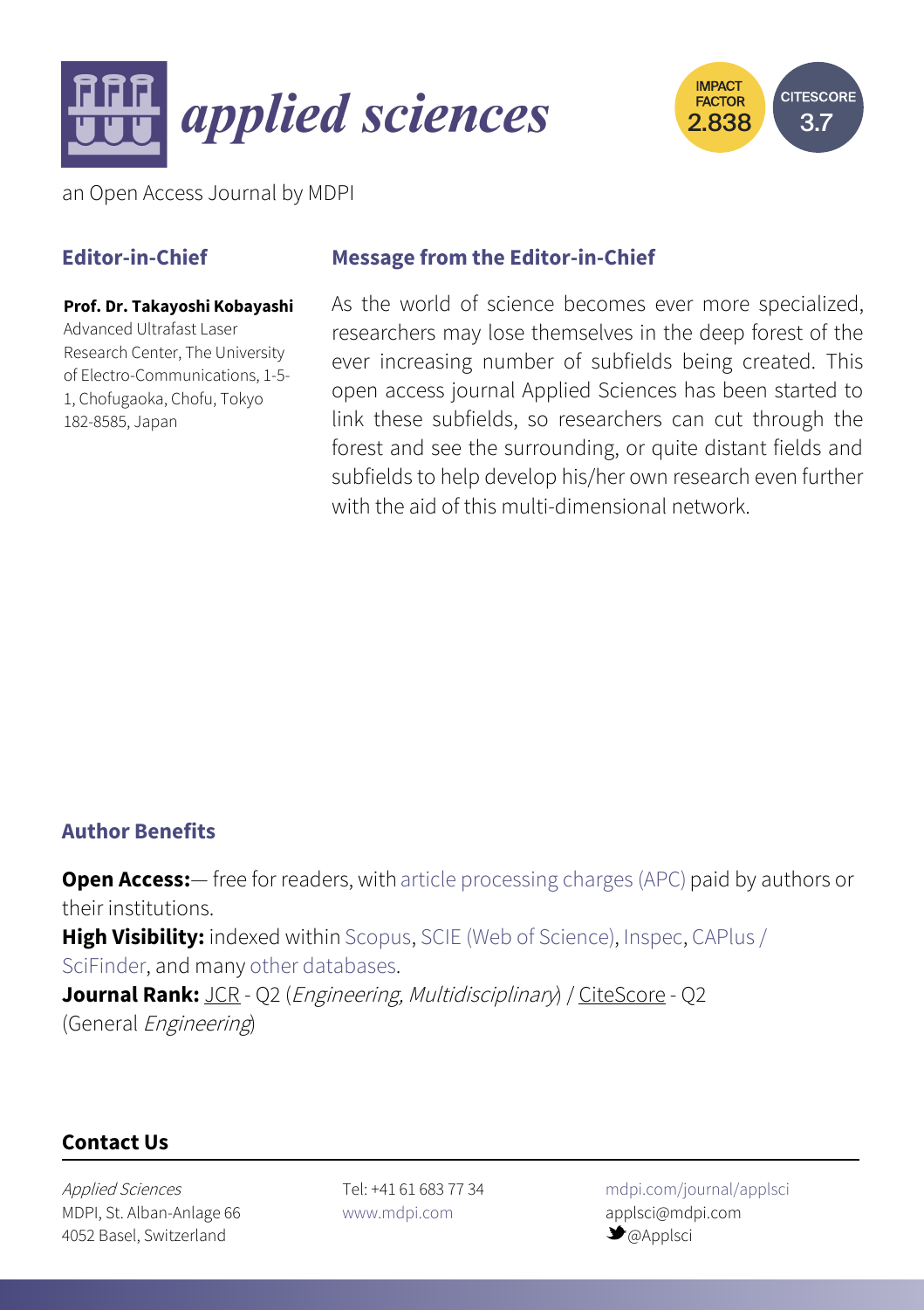# *applied sciences*

IMPACT FACTOR 2.838

CITESCORE 3.7

an Open Access Journal by MDPI

## Editor-in-Chief

**Prof. Dr. Takayoshi Kobayashi**
Advanced Ultrafast Laser Research Center, The University of Electro-Communications, 1-5-1, Chofugaoka, Chofu, Tokyo 182-8585, Japan

## Message from the Editor-in-Chief

As the world of science becomes ever more specialized, researchers may lose themselves in the deep forest of the ever increasing number of subfields being created. This open access journal Applied Sciences has been started to link these subfields, so researchers can cut through the forest and see the surrounding, or quite distant fields and subfields to help develop his/her own research even further with the aid of this multi-dimensional network.

## Author Benefits

**Open Access:**— free for readers, with article processing charges (APC) paid by authors or their institutions.
**High Visibility:** indexed within Scopus, SCIE (Web of Science), Inspec, CAPlus / SciFinder, and many other databases.
**Journal Rank:** JCR - Q2 (*Engineering, Multidisciplinary*) / CiteScore - Q2 (General *Engineering*)

## Contact Us

*Applied Sciences*
MDPI, St. Alban-Anlage 66
4052 Basel, Switzerland

Tel: +41 61 683 77 34
www.mdpi.com

mdpi.com/journal/applsci
applsci@mdpi.com
@Applsci